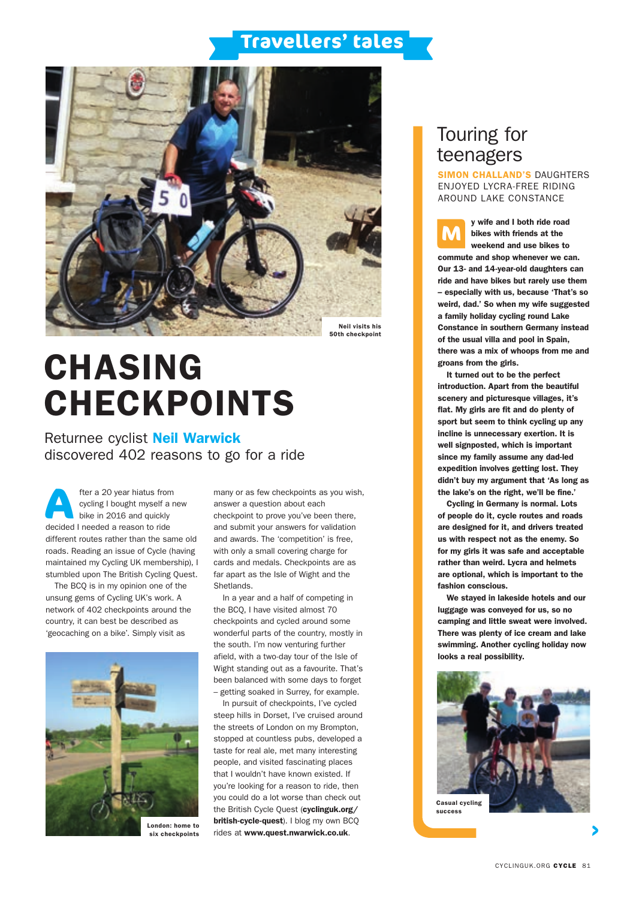Travellers' tales

Neil visits his 50th checkpoint

# CHASING CHECKPOINTS

Returnee cyclist **Neil Warwick** discovered 402 reasons to go for a ride

After a 20 year hiatus from cycling I bought myself a new bike in 2016 and quickly decided I needed a reason to ride different routes rather than the same old roads. Reading an issue of Cycle (having maintained my Cycling UK membership), I stumbled upon The British Cycling Quest.

The BCQ is in my opinion one of the unsung gems of Cycling UK's work. A network of 402 checkpoints around the country, it can best be described as 'geocaching on a bike'. Simply visit as many or as few checkpoints as you wish, answer a question about each checkpoint to prove you've been there, and submit your answers for validation and awards. The 'competition' is free, with only a small covering charge for cards and medals. Checkpoints are as far apart as the Isle of Wight and the Shetlands.

In a year and a half of competing in the BCQ, I have visited almost 70 checkpoints and cycled around some wonderful parts of the country, mostly in the south. I'm now venturing further afield, with a two-day tour of the Isle of Wight standing out as a favourite. That's been balanced with some days to forget – getting soaked in Surrey, for example.

In pursuit of checkpoints, I've cycled steep hills in Dorset, I've cruised around the streets of London on my Brompton, stopped at countless pubs, developed a taste for real ale, met many interesting people, and visited fascinating places that I wouldn't have known existed. If you're looking for a reason to ride, then you could do a lot worse than check out the British Cycle Quest (**cyclinguk.org/british-cycle-quest**). I blog my own BCQ rides at **www.quest.nwarwick.co.uk**.

London: home to six checkpoints

## Touring for teenagers

**SIMON CHALLAND'S** DAUGHTERS ENJOYED LYCRA-FREE RIDING AROUND LAKE CONSTANCE

**My wife and I both ride road bikes with friends at the weekend and use bikes to commute and shop whenever we can. Our 13- and 14-year-old daughters can ride and have bikes but rarely use them – especially with us, because 'That's so weird, dad.' So when my wife suggested a family holiday cycling round Lake Constance in southern Germany instead of the usual villa and pool in Spain, there was a mix of whoops from me and groans from the girls.**

**It turned out to be the perfect introduction. Apart from the beautiful scenery and picturesque villages, it's flat. My girls are fit and do plenty of sport but seem to think cycling up any incline is unnecessary exertion. It is well signposted, which is important since my family assume any dad-led expedition involves getting lost. They didn't buy my argument that 'As long as the lake's on the right, we'll be fine.'**

**Cycling in Germany is normal. Lots of people do it, cycle routes and roads are designed for it, and drivers treated us with respect not as the enemy. So for my girls it was safe and acceptable rather than weird. Lycra and helmets are optional, which is important to the fashion conscious.**

**We stayed in lakeside hotels and our luggage was conveyed for us, so no camping and little sweat were involved. There was plenty of ice cream and lake swimming. Another cycling holiday now looks a real possibility.**

Casual cycling success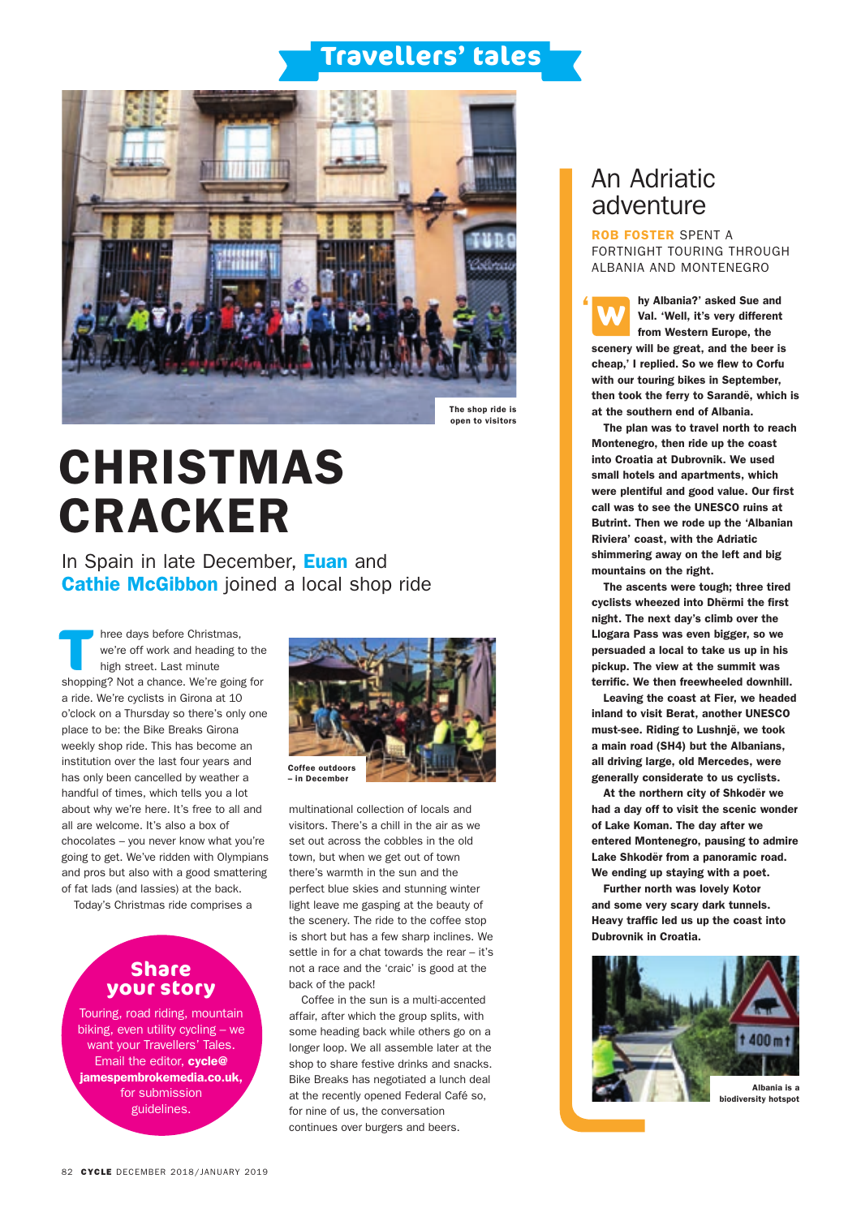# Travellers' tales

The shop ride is open to visitors

# CHRISTMAS CRACKER

In Spain in late December, **Euan** and **Cathie McGibbon** joined a local shop ride

Three days before Christmas, we're off work and heading to the high street. Last minute shopping? Not a chance. We're going for a ride. We're cyclists in Girona at 10 o'clock on a Thursday so there's only one place to be: the Bike Breaks Girona weekly shop ride. This has become an institution over the last four years and has only been cancelled by weather a handful of times, which tells you a lot about why we're here. It's free to all and all are welcome. It's also a box of chocolates – you never know what you're going to get. We've ridden with Olympians and pros but also with a good smattering of fat lads (and lassies) at the back.

Today's Christmas ride comprises a multinational collection of locals and visitors. There's a chill in the air as we set out across the cobbles in the old town, but when we get out of town there's warmth in the sun and the perfect blue skies and stunning winter light leave me gasping at the beauty of the scenery. The ride to the coffee stop is short but has a few sharp inclines. We settle in for a chat towards the rear – it's not a race and the 'craic' is good at the back of the pack!

Coffee outdoors – in December

Coffee in the sun is a multi-accented affair, after which the group splits, with some heading back while others go on a longer loop. We all assemble later at the shop to share festive drinks and snacks. Bike Breaks has negotiated a lunch deal at the recently opened Federal Café so, for nine of us, the conversation continues over burgers and beers.

**Share your story**

Touring, road riding, mountain biking, even utility cycling – we want your Travellers' Tales. Email the editor, **cycle@jamespembrokemedia.co.uk,** for submission guidelines.

## An Adriatic adventure

**ROB FOSTER** SPENT A FORTNIGHT TOURING THROUGH ALBANIA AND MONTENEGRO

**'Why Albania?' asked Sue and Val. 'Well, it's very different from Western Europe, the scenery will be great, and the beer is cheap,' I replied. So we flew to Corfu with our touring bikes in September, then took the ferry to Sarandë, which is at the southern end of Albania.**

**The plan was to travel north to reach Montenegro, then ride up the coast into Croatia at Dubrovnik. We used small hotels and apartments, which were plentiful and good value. Our first call was to see the UNESCO ruins at Butrint. Then we rode up the 'Albanian Riviera' coast, with the Adriatic shimmering away on the left and big mountains on the right.**

**The ascents were tough; three tired cyclists wheezed into Dhërmi the first night. The next day's climb over the Llogara Pass was even bigger, so we persuaded a local to take us up in his pickup. The view at the summit was terrific. We then freewheeled downhill.**

**Leaving the coast at Fier, we headed inland to visit Berat, another UNESCO must-see. Riding to Lushnjë, we took a main road (SH4) but the Albanians, all driving large, old Mercedes, were generally considerate to us cyclists.**

**At the northern city of Shkodër we had a day off to visit the scenic wonder of Lake Koman. The day after we entered Montenegro, pausing to admire Lake Shkodër from a panoramic road. We ending up staying with a poet.**

**Further north was lovely Kotor and some very scary dark tunnels. Heavy traffic led us up the coast into Dubrovnik in Croatia.**

Albania is a biodiversity hotspot